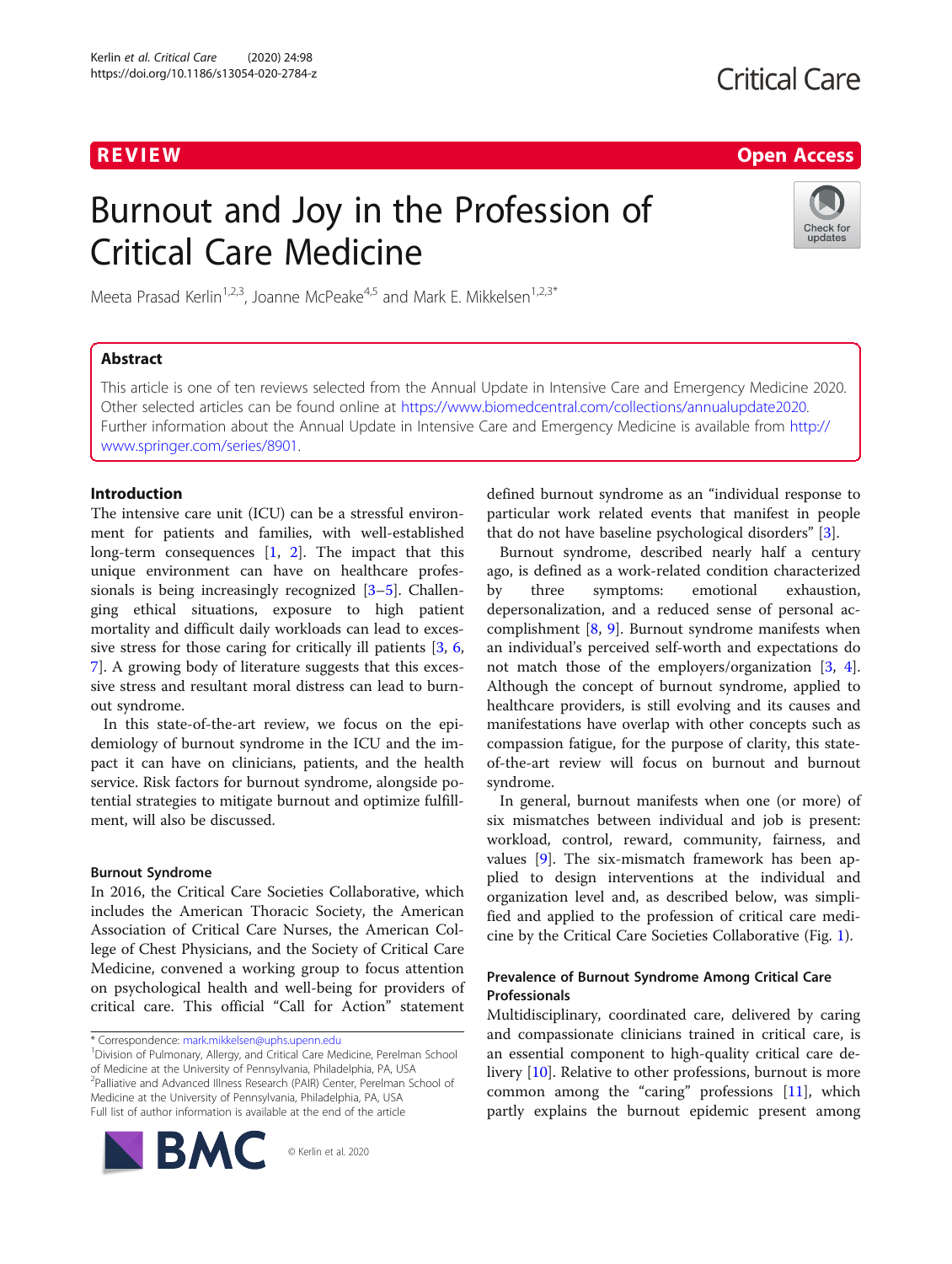REVIEW

Open Access

# Burnout and Joy in the Profession of Critical Care Medicine

Meeta Prasad Kerlin[1,2,3], Joanne McPeake[4,5] and Mark E. Mikkelsen[1,2,3*]

## Abstract

This article is one of ten reviews selected from the Annual Update in Intensive Care and Emergency Medicine 2020. Other selected articles can be found online at https://www.biomedcentral.com/collections/annualupdate2020. Further information about the Annual Update in Intensive Care and Emergency Medicine is available from http://www.springer.com/series/8901.

## Introduction

The intensive care unit (ICU) can be a stressful environment for patients and families, with well-established long-term consequences [1, 2]. The impact that this unique environment can have on healthcare professionals is being increasingly recognized [3–5]. Challenging ethical situations, exposure to high patient mortality and difficult daily workloads can lead to excessive stress for those caring for critically ill patients [3, 6, 7]. A growing body of literature suggests that this excessive stress and resultant moral distress can lead to burnout syndrome.

In this state-of-the-art review, we focus on the epidemiology of burnout syndrome in the ICU and the impact it can have on clinicians, patients, and the health service. Risk factors for burnout syndrome, alongside potential strategies to mitigate burnout and optimize fulfillment, will also be discussed.

### Burnout Syndrome

In 2016, the Critical Care Societies Collaborative, which includes the American Thoracic Society, the American Association of Critical Care Nurses, the American College of Chest Physicians, and the Society of Critical Care Medicine, convened a working group to focus attention on psychological health and well-being for providers of critical care. This official "Call for Action" statement defined burnout syndrome as an "individual response to particular work related events that manifest in people that do not have baseline psychological disorders" [3].

Burnout syndrome, described nearly half a century ago, is defined as a work-related condition characterized by three symptoms: emotional exhaustion, depersonalization, and a reduced sense of personal accomplishment [8, 9]. Burnout syndrome manifests when an individual's perceived self-worth and expectations do not match those of the employers/organization [3, 4]. Although the concept of burnout syndrome, applied to healthcare providers, is still evolving and its causes and manifestations have overlap with other concepts such as compassion fatigue, for the purpose of clarity, this state-of-the-art review will focus on burnout and burnout syndrome.

In general, burnout manifests when one (or more) of six mismatches between individual and job is present: workload, control, reward, community, fairness, and values [9]. The six-mismatch framework has been applied to design interventions at the individual and organization level and, as described below, was simplified and applied to the profession of critical care medicine by the Critical Care Societies Collaborative (Fig. 1).

### Prevalence of Burnout Syndrome Among Critical Care Professionals

Multidisciplinary, coordinated care, delivered by caring and compassionate clinicians trained in critical care, is an essential component to high-quality critical care delivery [10]. Relative to other professions, burnout is more common among the "caring" professions [11], which partly explains the burnout epidemic present among

* Correspondence: mark.mikkelsen@uphs.upenn.edu
[1]Division of Pulmonary, Allergy, and Critical Care Medicine, Perelman School of Medicine at the University of Pennsylvania, Philadelphia, PA, USA
[2]Palliative and Advanced Illness Research (PAIR) Center, Perelman School of Medicine at the University of Pennsylvania, Philadelphia, PA, USA
Full list of author information is available at the end of the article

© Kerlin et al. 2020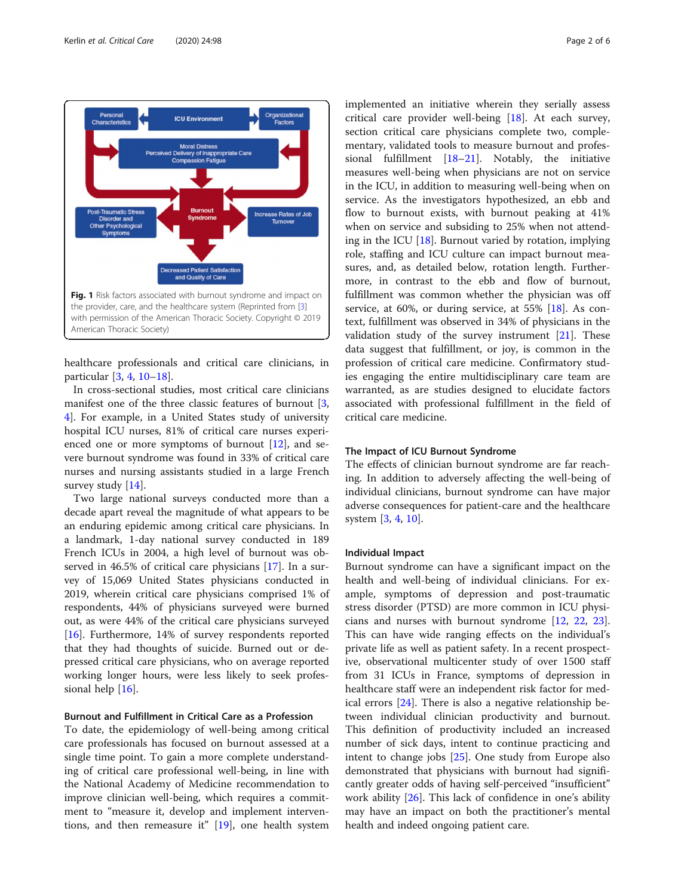Fig. 1 Risk factors associated with burnout syndrome and impact on the provider, care, and the healthcare system (Reprinted from [3] with permission of the American Thoracic Society. Copyright © 2019 American Thoracic Society)

healthcare professionals and critical care clinicians, in particular [3, 4, 10–18].

In cross-sectional studies, most critical care clinicians manifest one of the three classic features of burnout [3, 4]. For example, in a United States study of university hospital ICU nurses, 81% of critical care nurses experienced one or more symptoms of burnout [12], and severe burnout syndrome was found in 33% of critical care nurses and nursing assistants studied in a large French survey study [14].

Two large national surveys conducted more than a decade apart reveal the magnitude of what appears to be an enduring epidemic among critical care physicians. In a landmark, 1-day national survey conducted in 189 French ICUs in 2004, a high level of burnout was observed in 46.5% of critical care physicians [17]. In a survey of 15,069 United States physicians conducted in 2019, wherein critical care physicians comprised 1% of respondents, 44% of physicians surveyed were burned out, as were 44% of the critical care physicians surveyed [16]. Furthermore, 14% of survey respondents reported that they had thoughts of suicide. Burned out or depressed critical care physicians, who on average reported working longer hours, were less likely to seek professional help [16].

### Burnout and Fulfillment in Critical Care as a Profession

To date, the epidemiology of well-being among critical care professionals has focused on burnout assessed at a single time point. To gain a more complete understanding of critical care professional well-being, in line with the National Academy of Medicine recommendation to improve clinician well-being, which requires a commitment to "measure it, develop and implement interventions, and then remeasure it" [19], one health system implemented an initiative wherein they serially assess critical care provider well-being [18]. At each survey, section critical care physicians complete two, complementary, validated tools to measure burnout and professional fulfillment [18–21]. Notably, the initiative measures well-being when physicians are not on service in the ICU, in addition to measuring well-being when on service. As the investigators hypothesized, an ebb and flow to burnout exists, with burnout peaking at 41% when on service and subsiding to 25% when not attending in the ICU [18]. Burnout varied by rotation, implying role, staffing and ICU culture can impact burnout measures, and, as detailed below, rotation length. Furthermore, in contrast to the ebb and flow of burnout, fulfillment was common whether the physician was off service, at 60%, or during service, at 55% [18]. As context, fulfillment was observed in 34% of physicians in the validation study of the survey instrument [21]. These data suggest that fulfillment, or joy, is common in the profession of critical care medicine. Confirmatory studies engaging the entire multidisciplinary care team are warranted, as are studies designed to elucidate factors associated with professional fulfillment in the field of critical care medicine.

### The Impact of ICU Burnout Syndrome

The effects of clinician burnout syndrome are far reaching. In addition to adversely affecting the well-being of individual clinicians, burnout syndrome can have major adverse consequences for patient-care and the healthcare system [3, 4, 10].

### Individual Impact

Burnout syndrome can have a significant impact on the health and well-being of individual clinicians. For example, symptoms of depression and post-traumatic stress disorder (PTSD) are more common in ICU physicians and nurses with burnout syndrome [12, 22, 23]. This can have wide ranging effects on the individual's private life as well as patient safety. In a recent prospective, observational multicenter study of over 1500 staff from 31 ICUs in France, symptoms of depression in healthcare staff were an independent risk factor for medical errors [24]. There is also a negative relationship between individual clinician productivity and burnout. This definition of productivity included an increased number of sick days, intent to continue practicing and intent to change jobs [25]. One study from Europe also demonstrated that physicians with burnout had significantly greater odds of having self-perceived "insufficient" work ability [26]. This lack of confidence in one's ability may have an impact on both the practitioner's mental health and indeed ongoing patient care.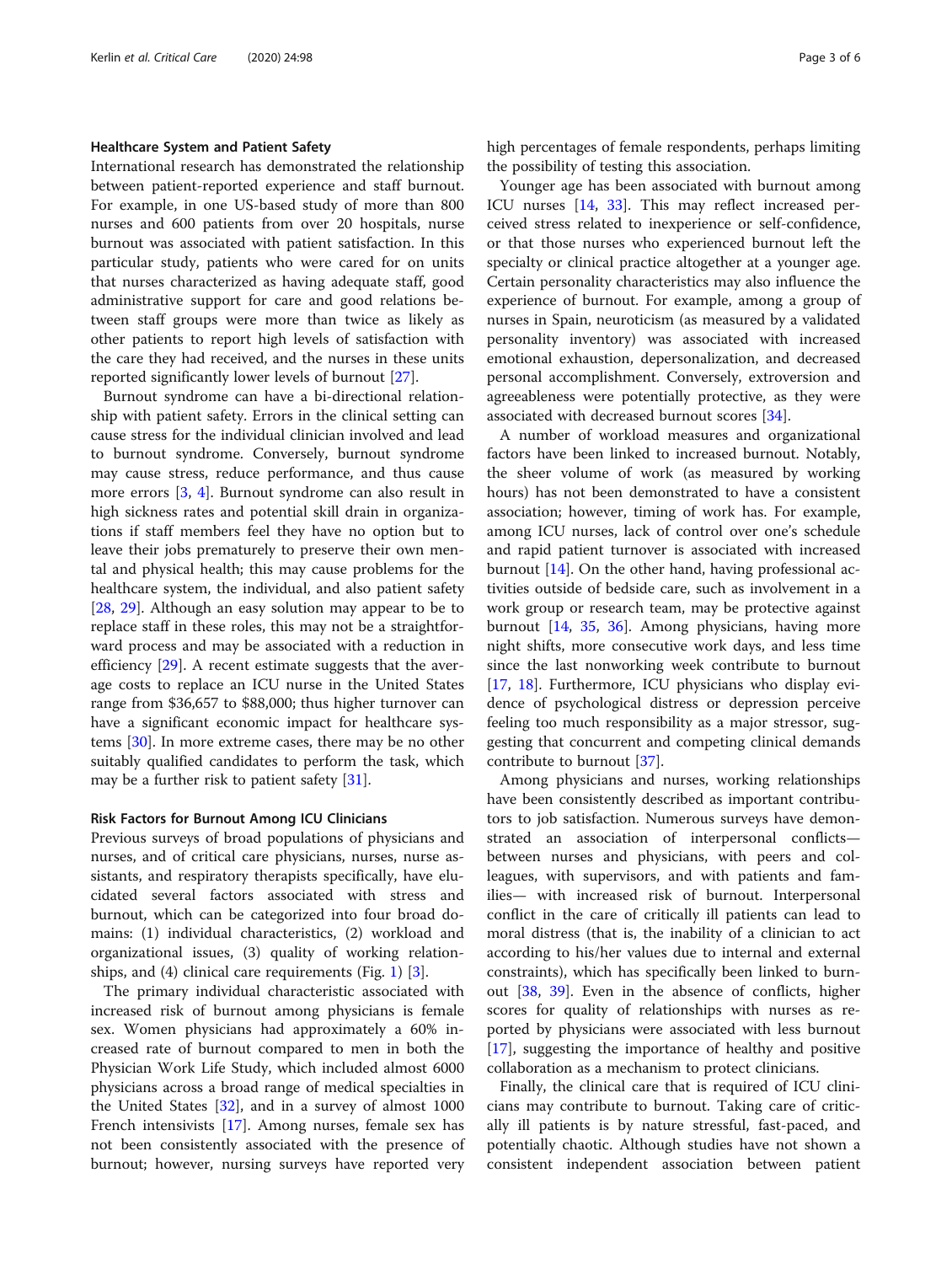### Healthcare System and Patient Safety

International research has demonstrated the relationship between patient-reported experience and staff burnout. For example, in one US-based study of more than 800 nurses and 600 patients from over 20 hospitals, nurse burnout was associated with patient satisfaction. In this particular study, patients who were cared for on units that nurses characterized as having adequate staff, good administrative support for care and good relations between staff groups were more than twice as likely as other patients to report high levels of satisfaction with the care they had received, and the nurses in these units reported significantly lower levels of burnout [27].

Burnout syndrome can have a bi-directional relationship with patient safety. Errors in the clinical setting can cause stress for the individual clinician involved and lead to burnout syndrome. Conversely, burnout syndrome may cause stress, reduce performance, and thus cause more errors [3, 4]. Burnout syndrome can also result in high sickness rates and potential skill drain in organizations if staff members feel they have no option but to leave their jobs prematurely to preserve their own mental and physical health; this may cause problems for the healthcare system, the individual, and also patient safety [28, 29]. Although an easy solution may appear to be to replace staff in these roles, this may not be a straightforward process and may be associated with a reduction in efficiency [29]. A recent estimate suggests that the average costs to replace an ICU nurse in the United States range from $36,657 to $88,000; thus higher turnover can have a significant economic impact for healthcare systems [30]. In more extreme cases, there may be no other suitably qualified candidates to perform the task, which may be a further risk to patient safety [31].

### Risk Factors for Burnout Among ICU Clinicians

Previous surveys of broad populations of physicians and nurses, and of critical care physicians, nurses, nurse assistants, and respiratory therapists specifically, have elucidated several factors associated with stress and burnout, which can be categorized into four broad domains: (1) individual characteristics, (2) workload and organizational issues, (3) quality of working relationships, and (4) clinical care requirements (Fig. 1) [3].

The primary individual characteristic associated with increased risk of burnout among physicians is female sex. Women physicians had approximately a 60% increased rate of burnout compared to men in both the Physician Work Life Study, which included almost 6000 physicians across a broad range of medical specialties in the United States [32], and in a survey of almost 1000 French intensivists [17]. Among nurses, female sex has not been consistently associated with the presence of burnout; however, nursing surveys have reported very high percentages of female respondents, perhaps limiting the possibility of testing this association.

Younger age has been associated with burnout among ICU nurses [14, 33]. This may reflect increased perceived stress related to inexperience or self-confidence, or that those nurses who experienced burnout left the specialty or clinical practice altogether at a younger age. Certain personality characteristics may also influence the experience of burnout. For example, among a group of nurses in Spain, neuroticism (as measured by a validated personality inventory) was associated with increased emotional exhaustion, depersonalization, and decreased personal accomplishment. Conversely, extroversion and agreeableness were potentially protective, as they were associated with decreased burnout scores [34].

A number of workload measures and organizational factors have been linked to increased burnout. Notably, the sheer volume of work (as measured by working hours) has not been demonstrated to have a consistent association; however, timing of work has. For example, among ICU nurses, lack of control over one's schedule and rapid patient turnover is associated with increased burnout [14]. On the other hand, having professional activities outside of bedside care, such as involvement in a work group or research team, may be protective against burnout [14, 35, 36]. Among physicians, having more night shifts, more consecutive work days, and less time since the last nonworking week contribute to burnout [17, 18]. Furthermore, ICU physicians who display evidence of psychological distress or depression perceive feeling too much responsibility as a major stressor, suggesting that concurrent and competing clinical demands contribute to burnout [37].

Among physicians and nurses, working relationships have been consistently described as important contributors to job satisfaction. Numerous surveys have demonstrated an association of interpersonal conflicts—between nurses and physicians, with peers and colleagues, with supervisors, and with patients and families— with increased risk of burnout. Interpersonal conflict in the care of critically ill patients can lead to moral distress (that is, the inability of a clinician to act according to his/her values due to internal and external constraints), which has specifically been linked to burnout [38, 39]. Even in the absence of conflicts, higher scores for quality of relationships with nurses as reported by physicians were associated with less burnout [17], suggesting the importance of healthy and positive collaboration as a mechanism to protect clinicians.

Finally, the clinical care that is required of ICU clinicians may contribute to burnout. Taking care of critically ill patients is by nature stressful, fast-paced, and potentially chaotic. Although studies have not shown a consistent independent association between patient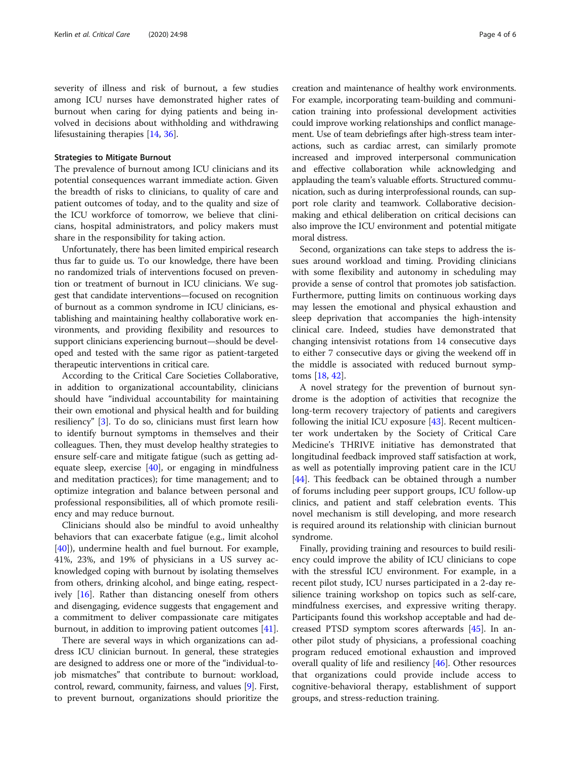severity of illness and risk of burnout, a few studies among ICU nurses have demonstrated higher rates of burnout when caring for dying patients and being involved in decisions about withholding and withdrawing lifesustaining therapies [14, 36].

### Strategies to Mitigate Burnout

The prevalence of burnout among ICU clinicians and its potential consequences warrant immediate action. Given the breadth of risks to clinicians, to quality of care and patient outcomes of today, and to the quality and size of the ICU workforce of tomorrow, we believe that clinicians, hospital administrators, and policy makers must share in the responsibility for taking action.

Unfortunately, there has been limited empirical research thus far to guide us. To our knowledge, there have been no randomized trials of interventions focused on prevention or treatment of burnout in ICU clinicians. We suggest that candidate interventions—focused on recognition of burnout as a common syndrome in ICU clinicians, establishing and maintaining healthy collaborative work environments, and providing flexibility and resources to support clinicians experiencing burnout—should be developed and tested with the same rigor as patient-targeted therapeutic interventions in critical care.

According to the Critical Care Societies Collaborative, in addition to organizational accountability, clinicians should have "individual accountability for maintaining their own emotional and physical health and for building resiliency" [3]. To do so, clinicians must first learn how to identify burnout symptoms in themselves and their colleagues. Then, they must develop healthy strategies to ensure self-care and mitigate fatigue (such as getting adequate sleep, exercise [40], or engaging in mindfulness and meditation practices); for time management; and to optimize integration and balance between personal and professional responsibilities, all of which promote resiliency and may reduce burnout.

Clinicians should also be mindful to avoid unhealthy behaviors that can exacerbate fatigue (e.g., limit alcohol [40]), undermine health and fuel burnout. For example, 41%, 23%, and 19% of physicians in a US survey acknowledged coping with burnout by isolating themselves from others, drinking alcohol, and binge eating, respectively [16]. Rather than distancing oneself from others and disengaging, evidence suggests that engagement and a commitment to deliver compassionate care mitigates burnout, in addition to improving patient outcomes [41].

There are several ways in which organizations can address ICU clinician burnout. In general, these strategies are designed to address one or more of the "individual-to-job mismatches" that contribute to burnout: workload, control, reward, community, fairness, and values [9]. First, to prevent burnout, organizations should prioritize the creation and maintenance of healthy work environments. For example, incorporating team-building and communication training into professional development activities could improve working relationships and conflict management. Use of team debriefings after high-stress team interactions, such as cardiac arrest, can similarly promote increased and improved interpersonal communication and effective collaboration while acknowledging and applauding the team's valuable efforts. Structured communication, such as during interprofessional rounds, can support role clarity and teamwork. Collaborative decision-making and ethical deliberation on critical decisions can also improve the ICU environment and potential mitigate moral distress.

Second, organizations can take steps to address the issues around workload and timing. Providing clinicians with some flexibility and autonomy in scheduling may provide a sense of control that promotes job satisfaction. Furthermore, putting limits on continuous working days may lessen the emotional and physical exhaustion and sleep deprivation that accompanies the high-intensity clinical care. Indeed, studies have demonstrated that changing intensivist rotations from 14 consecutive days to either 7 consecutive days or giving the weekend off in the middle is associated with reduced burnout symptoms [18, 42].

A novel strategy for the prevention of burnout syndrome is the adoption of activities that recognize the long-term recovery trajectory of patients and caregivers following the initial ICU exposure [43]. Recent multicenter work undertaken by the Society of Critical Care Medicine's THRIVE initiative has demonstrated that longitudinal feedback improved staff satisfaction at work, as well as potentially improving patient care in the ICU [44]. This feedback can be obtained through a number of forums including peer support groups, ICU follow-up clinics, and patient and staff celebration events. This novel mechanism is still developing, and more research is required around its relationship with clinician burnout syndrome.

Finally, providing training and resources to build resiliency could improve the ability of ICU clinicians to cope with the stressful ICU environment. For example, in a recent pilot study, ICU nurses participated in a 2-day resilience training workshop on topics such as self-care, mindfulness exercises, and expressive writing therapy. Participants found this workshop acceptable and had decreased PTSD symptom scores afterwards [45]. In another pilot study of physicians, a professional coaching program reduced emotional exhaustion and improved overall quality of life and resiliency [46]. Other resources that organizations could provide include access to cognitive-behavioral therapy, establishment of support groups, and stress-reduction training.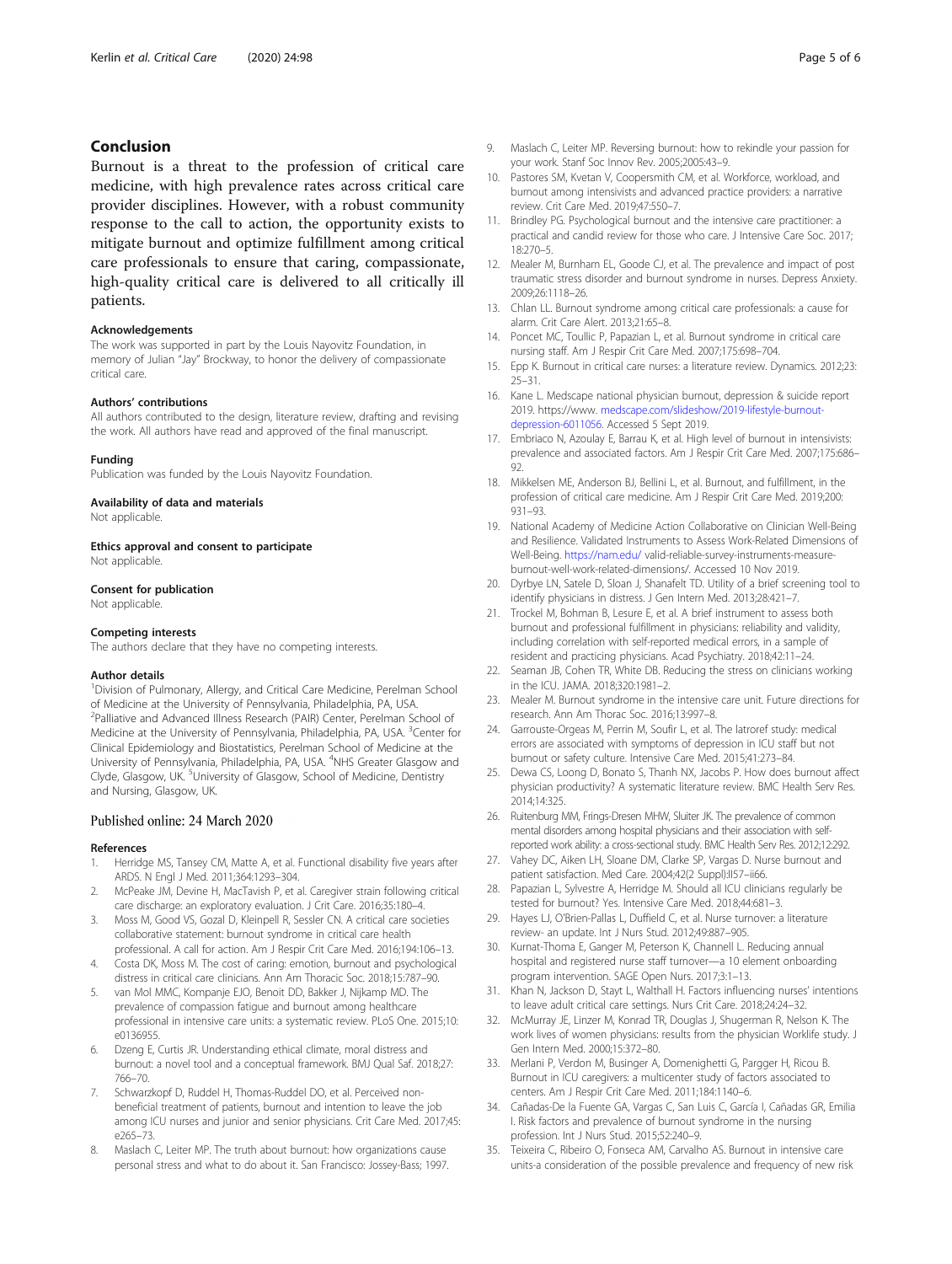## Conclusion

Burnout is a threat to the profession of critical care medicine, with high prevalence rates across critical care provider disciplines. However, with a robust community response to the call to action, the opportunity exists to mitigate burnout and optimize fulfillment among critical care professionals to ensure that caring, compassionate, high-quality critical care is delivered to all critically ill patients.

### Acknowledgements

The work was supported in part by the Louis Nayovitz Foundation, in memory of Julian "Jay" Brockway, to honor the delivery of compassionate critical care.

### Authors' contributions

All authors contributed to the design, literature review, drafting and revising the work. All authors have read and approved of the final manuscript.

### Funding

Publication was funded by the Louis Nayovitz Foundation.

### Availability of data and materials

Not applicable.

### Ethics approval and consent to participate

Not applicable.

### Consent for publication

Not applicable.

### Competing interests

The authors declare that they have no competing interests.

### Author details

[1]Division of Pulmonary, Allergy, and Critical Care Medicine, Perelman School of Medicine at the University of Pennsylvania, Philadelphia, PA, USA. [2]Palliative and Advanced Illness Research (PAIR) Center, Perelman School of Medicine at the University of Pennsylvania, Philadelphia, PA, USA. [3]Center for Clinical Epidemiology and Biostatistics, Perelman School of Medicine at the University of Pennsylvania, Philadelphia, PA, USA. [4]NHS Greater Glasgow and Clyde, Glasgow, UK. [5]University of Glasgow, School of Medicine, Dentistry and Nursing, Glasgow, UK.

Published online: 24 March 2020

### References

1. Herridge MS, Tansey CM, Matte A, et al. Functional disability five years after ARDS. N Engl J Med. 2011;364:1293–304.
2. McPeake JM, Devine H, MacTavish P, et al. Caregiver strain following critical care discharge: an exploratory evaluation. J Crit Care. 2016;35:180–4.
3. Moss M, Good VS, Gozal D, Kleinpell R, Sessler CN. A critical care societies collaborative statement: burnout syndrome in critical care health professional. A call for action. Am J Respir Crit Care Med. 2016;194:106–13.
4. Costa DK, Moss M. The cost of caring: emotion, burnout and psychological distress in critical care clinicians. Ann Am Thoracic Soc. 2018;15:787–90.
5. van Mol MMC, Kompanje EJO, Benoit DD, Bakker J, Nijkamp MD. The prevalence of compassion fatigue and burnout among healthcare professional in intensive care units: a systematic review. PLoS One. 2015;10:e0136955.
6. Dzeng E, Curtis JR. Understanding ethical climate, moral distress and burnout: a novel tool and a conceptual framework. BMJ Qual Saf. 2018;27:766–70.
7. Schwarzkopf D, Ruddel H, Thomas-Ruddel DO, et al. Perceived non-beneficial treatment of patients, burnout and intention to leave the job among ICU nurses and junior and senior physicians. Crit Care Med. 2017;45:e265–73.
8. Maslach C, Leiter MP. The truth about burnout: how organizations cause personal stress and what to do about it. San Francisco: Jossey-Bass; 1997.
9. Maslach C, Leiter MP. Reversing burnout: how to rekindle your passion for your work. Stanf Soc Innov Rev. 2005;2005:43–9.
10. Pastores SM, Kvetan V, Coopersmith CM, et al. Workforce, workload, and burnout among intensivists and advanced practice providers: a narrative review. Crit Care Med. 2019;47:550–7.
11. Brindley PG. Psychological burnout and the intensive care practitioner: a practical and candid review for those who care. J Intensive Care Soc. 2017;18:270–5.
12. Mealer M, Burnham EL, Goode CJ, et al. The prevalence and impact of post traumatic stress disorder and burnout syndrome in nurses. Depress Anxiety. 2009;26:1118–26.
13. Chlan LL. Burnout syndrome among critical care professionals: a cause for alarm. Crit Care Alert. 2013;21:65–8.
14. Poncet MC, Toullic P, Papazian L, et al. Burnout syndrome in critical care nursing staff. Am J Respir Crit Care Med. 2007;175:698–704.
15. Epp K. Burnout in critical care nurses: a literature review. Dynamics. 2012;23:25–31.
16. Kane L. Medscape national physician burnout, depression & suicide report 2019. https://www. medscape.com/slideshow/2019-lifestyle-burnout-depression-6011056. Accessed 5 Sept 2019.
17. Embriaco N, Azoulay E, Barrau K, et al. High level of burnout in intensivists: prevalence and associated factors. Am J Respir Crit Care Med. 2007;175:686–92.
18. Mikkelsen ME, Anderson BJ, Bellini L, et al. Burnout, and fulfillment, in the profession of critical care medicine. Am J Respir Crit Care Med. 2019;200:931–93.
19. National Academy of Medicine Action Collaborative on Clinician Well-Being and Resilience. Validated Instruments to Assess Work-Related Dimensions of Well-Being. https://nam.edu/ valid-reliable-survey-instruments-measure-burnout-well-work-related-dimensions/. Accessed 10 Nov 2019.
20. Dyrbye LN, Satele D, Sloan J, Shanafelt TD. Utility of a brief screening tool to identify physicians in distress. J Gen Intern Med. 2013;28:421–7.
21. Trockel M, Bohman B, Lesure E, et al. A brief instrument to assess both burnout and professional fulfillment in physicians: reliability and validity, including correlation with self-reported medical errors, in a sample of resident and practicing physicians. Acad Psychiatry. 2018;42:11–24.
22. Seaman JB, Cohen TR, White DB. Reducing the stress on clinicians working in the ICU. JAMA. 2018;320:1981–2.
23. Mealer M. Burnout syndrome in the intensive care unit. Future directions for research. Ann Am Thorac Soc. 2016;13:997–8.
24. Garrouste-Orgeas M, Perrin M, Soufir L, et al. The Iatroref study: medical errors are associated with symptoms of depression in ICU staff but not burnout or safety culture. Intensive Care Med. 2015;41:273–84.
25. Dewa CS, Loong D, Bonato S, Thanh NX, Jacobs P. How does burnout affect physician productivity? A systematic literature review. BMC Health Serv Res. 2014;14:325.
26. Ruitenburg MM, Frings-Dresen MHW, Sluiter JK. The prevalence of common mental disorders among hospital physicians and their association with self-reported work ability: a cross-sectional study. BMC Health Serv Res. 2012;12:292.
27. Vahey DC, Aiken LH, Sloane DM, Clarke SP, Vargas D. Nurse burnout and patient satisfaction. Med Care. 2004;42(2 Suppl):II57–ii66.
28. Papazian L, Sylvestre A, Herridge M. Should all ICU clinicians regularly be tested for burnout? Yes. Intensive Care Med. 2018;44:681–3.
29. Hayes LJ, O'Brien-Pallas L, Duffield C, et al. Nurse turnover: a literature review- an update. Int J Nurs Stud. 2012;49:887–905.
30. Kurnat-Thoma E, Ganger M, Peterson K, Channell L. Reducing annual hospital and registered nurse staff turnover—a 10 element onboarding program intervention. SAGE Open Nurs. 2017;3:1–13.
31. Khan N, Jackson D, Stayt L, Walthall H. Factors influencing nurses' intentions to leave adult critical care settings. Nurs Crit Care. 2018;24:24–32.
32. McMurray JE, Linzer M, Konrad TR, Douglas J, Shugerman R, Nelson K. The work lives of women physicians: results from the physician Worklife study. J Gen Intern Med. 2000;15:372–80.
33. Merlani P, Verdon M, Businger A, Domenighetti G, Pargger H, Ricou B. Burnout in ICU caregivers: a multicenter study of factors associated to centers. Am J Respir Crit Care Med. 2011;184:1140–6.
34. Cañadas-De la Fuente GA, Vargas C, San Luis C, García I, Cañadas GR, Emilia I. Risk factors and prevalence of burnout syndrome in the nursing profession. Int J Nurs Stud. 2015;52:240–9.
35. Teixeira C, Ribeiro O, Fonseca AM, Carvalho AS. Burnout in intensive care units-a consideration of the possible prevalence and frequency of new risk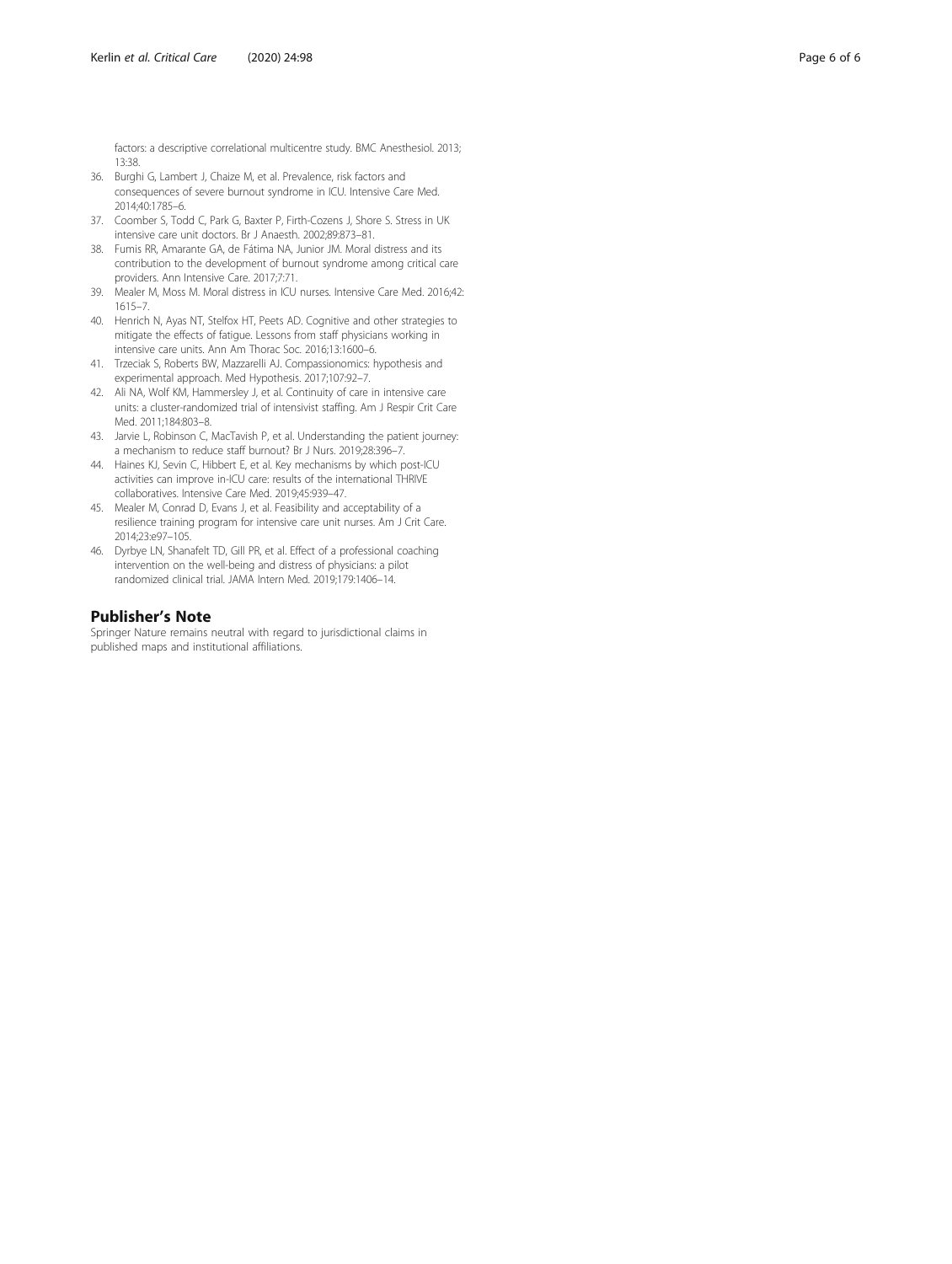factors: a descriptive correlational multicentre study. BMC Anesthesiol. 2013; 13:38.

36. Burghi G, Lambert J, Chaize M, et al. Prevalence, risk factors and consequences of severe burnout syndrome in ICU. Intensive Care Med. 2014;40:1785–6.
37. Coomber S, Todd C, Park G, Baxter P, Firth-Cozens J, Shore S. Stress in UK intensive care unit doctors. Br J Anaesth. 2002;89:873–81.
38. Fumis RR, Amarante GA, de Fátima NA, Junior JM. Moral distress and its contribution to the development of burnout syndrome among critical care providers. Ann Intensive Care. 2017;7:71.
39. Mealer M, Moss M. Moral distress in ICU nurses. Intensive Care Med. 2016;42: 1615–7.
40. Henrich N, Ayas NT, Stelfox HT, Peets AD. Cognitive and other strategies to mitigate the effects of fatigue. Lessons from staff physicians working in intensive care units. Ann Am Thorac Soc. 2016;13:1600–6.
41. Trzeciak S, Roberts BW, Mazzarelli AJ. Compassionomics: hypothesis and experimental approach. Med Hypothesis. 2017;107:92–7.
42. Ali NA, Wolf KM, Hammersley J, et al. Continuity of care in intensive care units: a cluster-randomized trial of intensivist staffing. Am J Respir Crit Care Med. 2011;184:803–8.
43. Jarvie L, Robinson C, MacTavish P, et al. Understanding the patient journey: a mechanism to reduce staff burnout? Br J Nurs. 2019;28:396–7.
44. Haines KJ, Sevin C, Hibbert E, et al. Key mechanisms by which post-ICU activities can improve in-ICU care: results of the international THRIVE collaboratives. Intensive Care Med. 2019;45:939–47.
45. Mealer M, Conrad D, Evans J, et al. Feasibility and acceptability of a resilience training program for intensive care unit nurses. Am J Crit Care. 2014;23:e97–105.
46. Dyrbye LN, Shanafelt TD, Gill PR, et al. Effect of a professional coaching intervention on the well-being and distress of physicians: a pilot randomized clinical trial. JAMA Intern Med. 2019;179:1406–14.

## Publisher's Note

Springer Nature remains neutral with regard to jurisdictional claims in published maps and institutional affiliations.